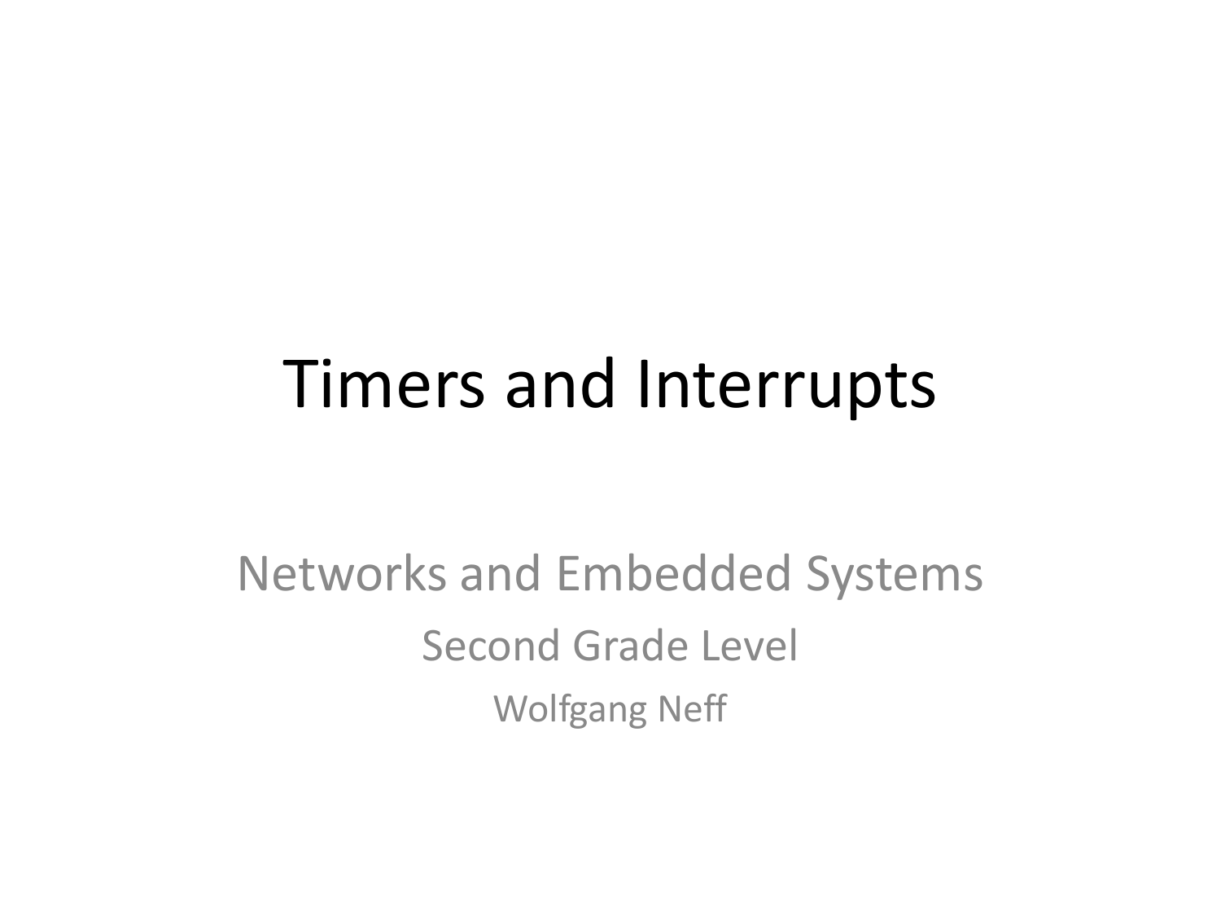# Timers and Interrupts

Networks and Embedded Systems

Second Grade Level

Wolfgang Neff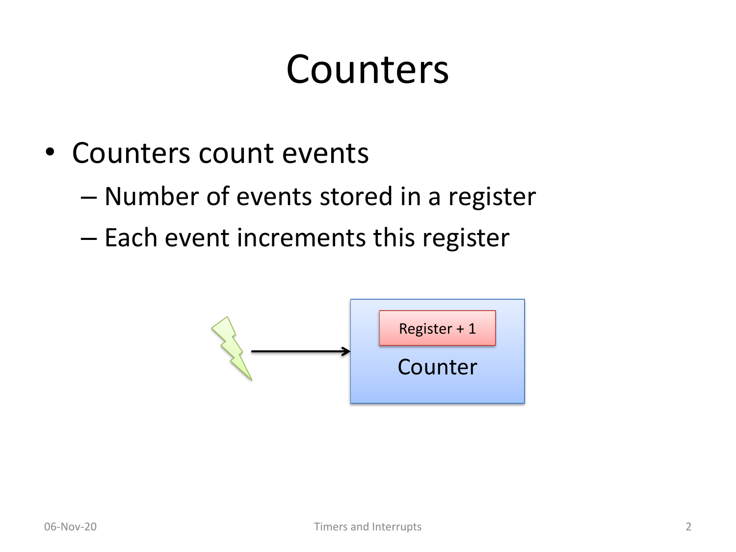# Counters

- Counters count events
  - Number of events stored in a register
  - Each event increments this register

Register + 1

Counter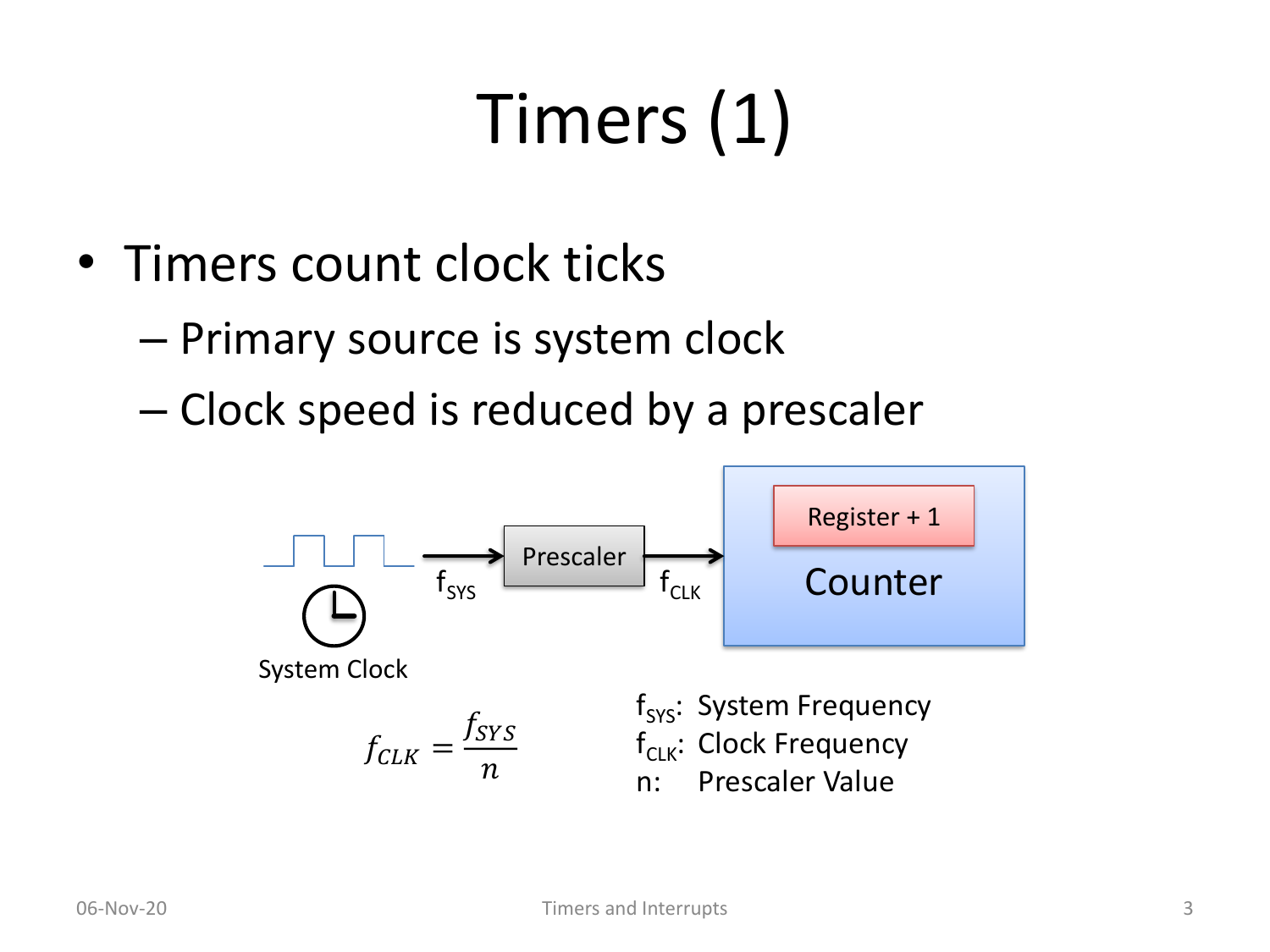# Timers (1)

- Timers count clock ticks
  - Primary source is system clock
  - Clock speed is reduced by a prescaler

System Clock → $f_{SYS}$ → Prescaler → $f_{CLK}$ → Counter (Register + 1)

$$f_{CLK} = \frac{f_{SYS}}{n}$$

$f_{SYS}$: System Frequency
$f_{CLK}$: Clock Frequency
n: Prescaler Value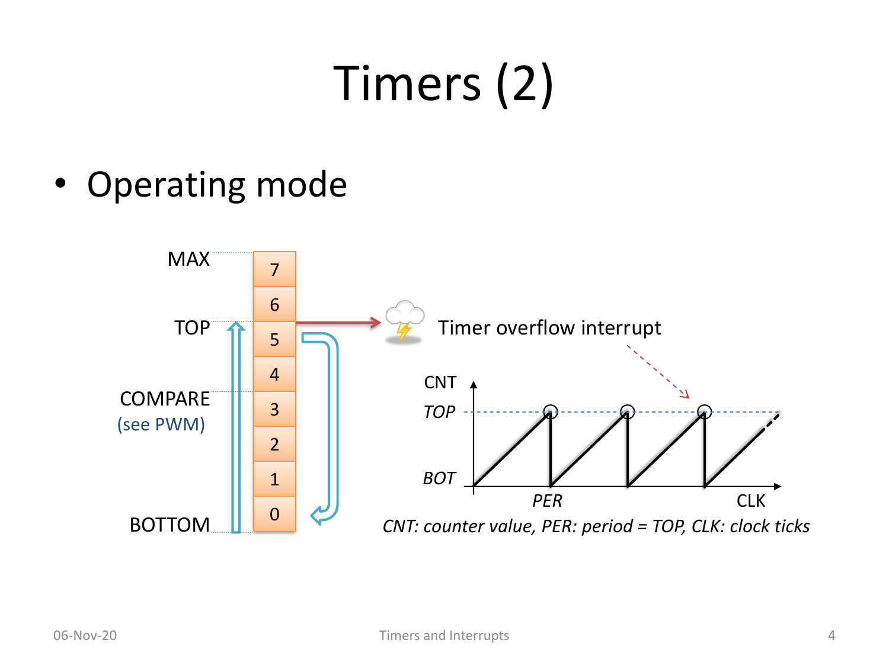# Timers (2)

- Operating mode

MAX

TOP

COMPARE
(see PWM)

BOTTOM

7
6
5
4
3
2
1
0

Timer overflow interrupt

CNT
*TOP*
*BOT*
*PER*
CLK

*CNT: counter value, PER: period = TOP, CLK: clock ticks*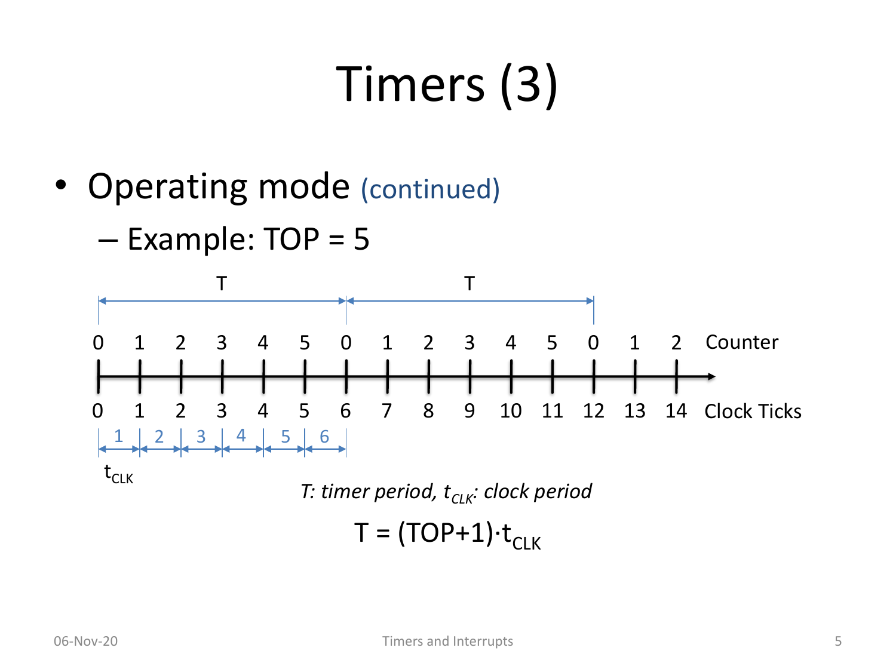# Timers (3)

- Operating mode (continued)
  - Example: TOP = 5

| | T | | | | | | T | | | | | | | | |
|---|---|---|---|---|---|---|---|---|---|---|---|---|---|---|---|
| Counter | 0 | 1 | 2 | 3 | 4 | 5 | 0 | 1 | 2 | 3 | 4 | 5 | 0 | 1 | 2 |
| Clock Ticks | 0 | 1 | 2 | 3 | 4 | 5 | 6 | 7 | 8 | 9 | 10 | 11 | 12 | 13 | 14 |

$t_{CLK}$: 1, 2, 3, 4, 5, 6

*T: timer period, $t_{CLK}$: clock period*

$$T = (TOP+1) \cdot t_{CLK}$$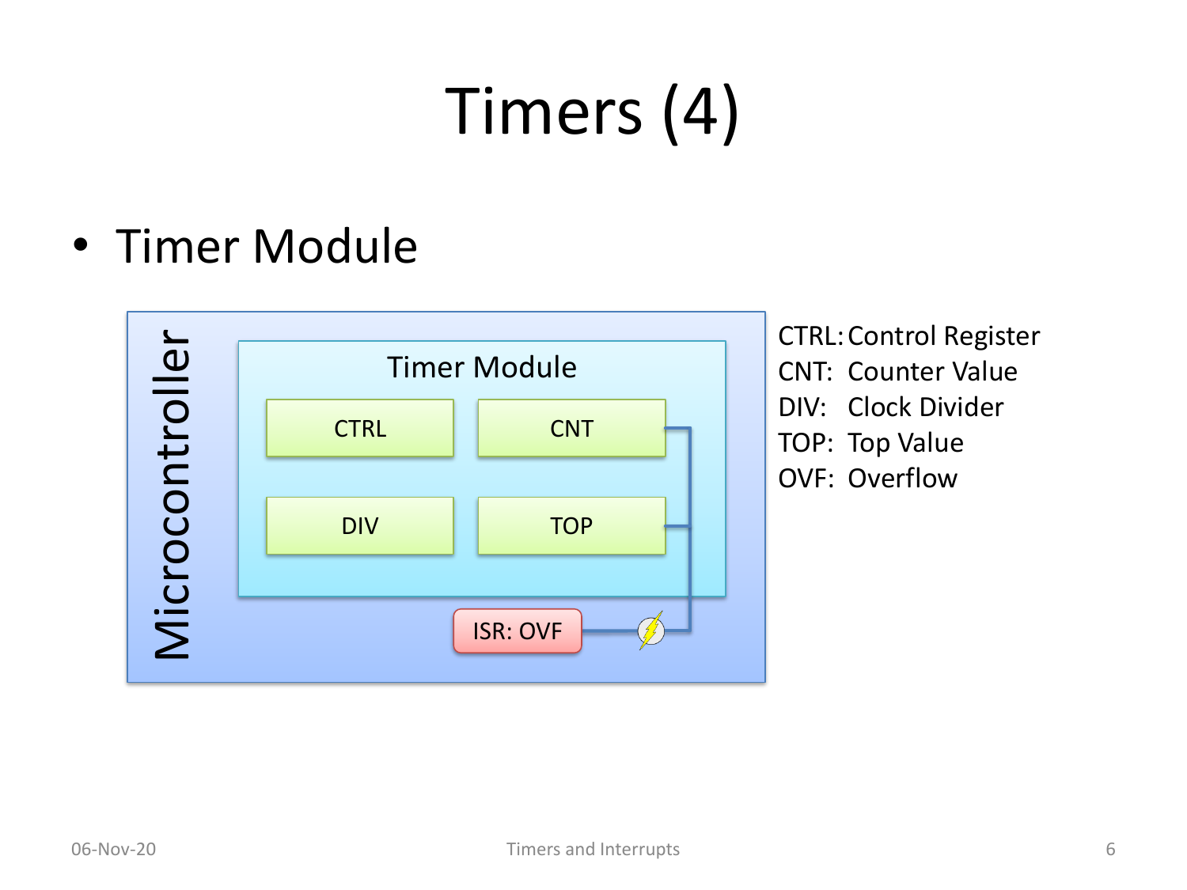# Timers (4)

- Timer Module

Microcontroller

Timer Module

CTRL CNT

DIV TOP

ISR: OVF

CTRL: Control Register
CNT: Counter Value
DIV: Clock Divider
TOP: Top Value
OVF: Overflow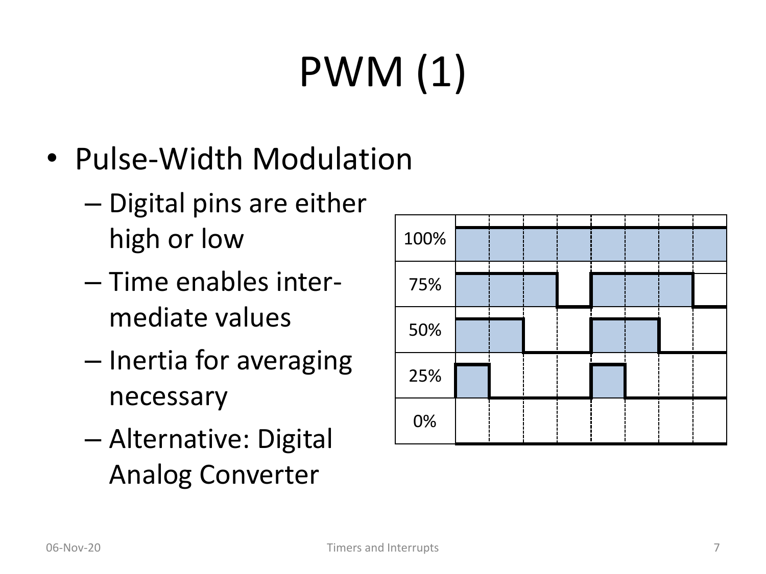# PWM (1)

- Pulse-Width Modulation
  - Digital pins are either high or low
  - Time enables inter-mediate values
  - Inertia for averaging necessary
  - Alternative: Digital Analog Converter

100%

75%

50%

25%

0%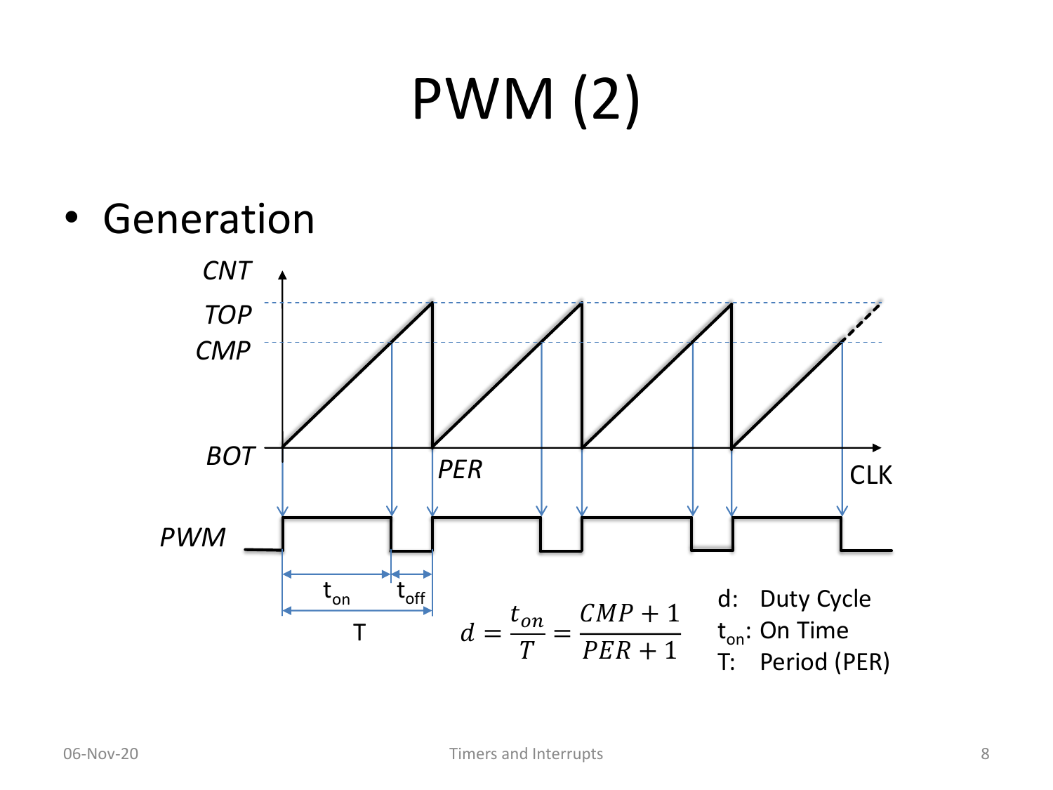# PWM (2)

- Generation

CNT

TOP

CMP

BOT

PER

CLK

PWM

$t_{on}$ $t_{off}$

T

$$d = \frac{t_{on}}{T} = \frac{CMP + 1}{PER + 1}$$

d: Duty Cycle

$t_{on}$: On Time

T: Period (PER)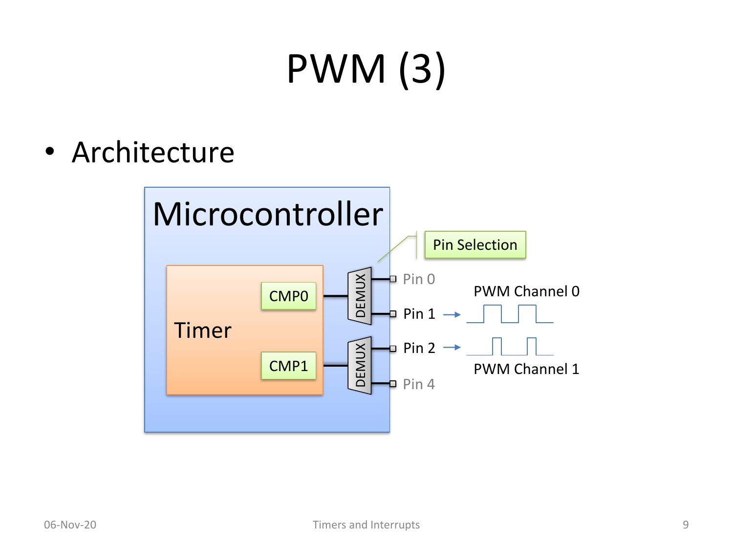# PWM (3)

- Architecture

Microcontroller

Timer

CMP0

CMP1

DEMUX

DEMUX

Pin Selection

Pin 0

Pin 1

Pin 2

Pin 4

PWM Channel 0

PWM Channel 1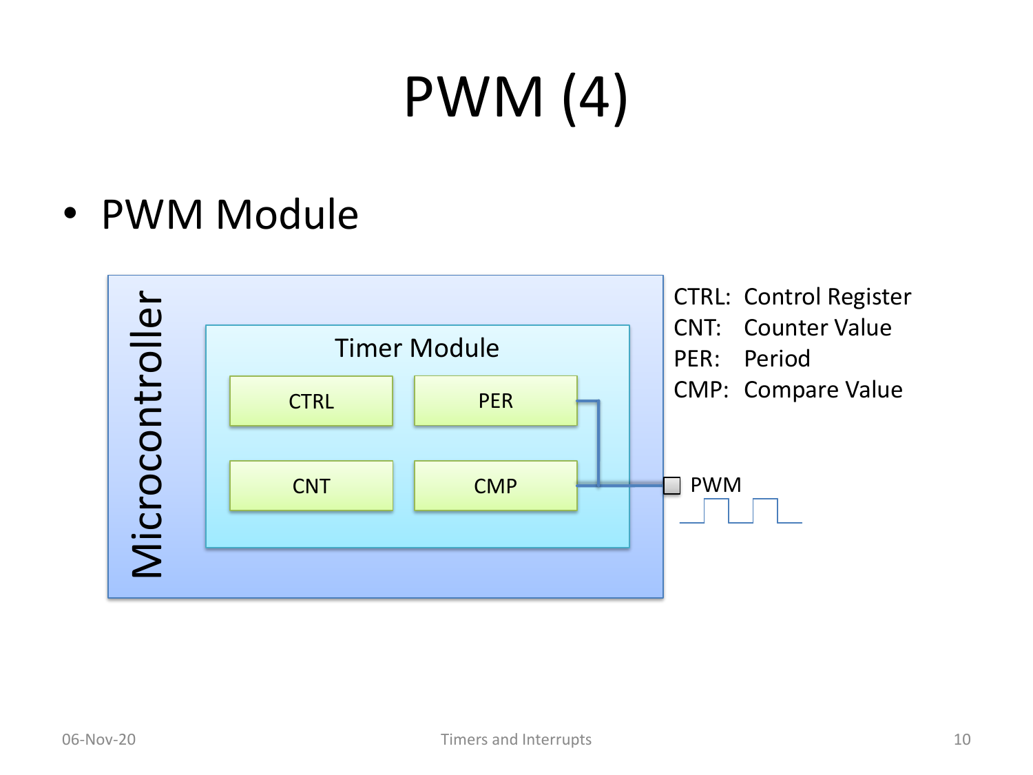# PWM (4)

- PWM Module

Microcontroller

Timer Module

CTRL | PER
CNT | CMP

PWM

CTRL: Control Register
CNT: Counter Value
PER: Period
CMP: Compare Value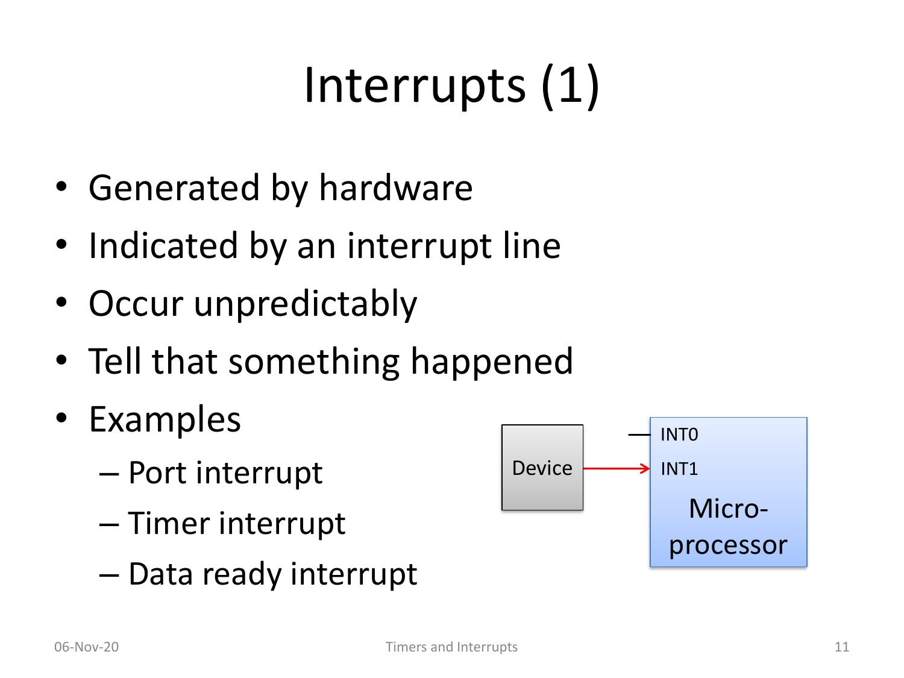# Interrupts (1)

- Generated by hardware
- Indicated by an interrupt line
- Occur unpredictably
- Tell that something happened
- Examples
  - Port interrupt
  - Timer interrupt
  - Data ready interrupt

Device

INT0

INT1

Micro-processor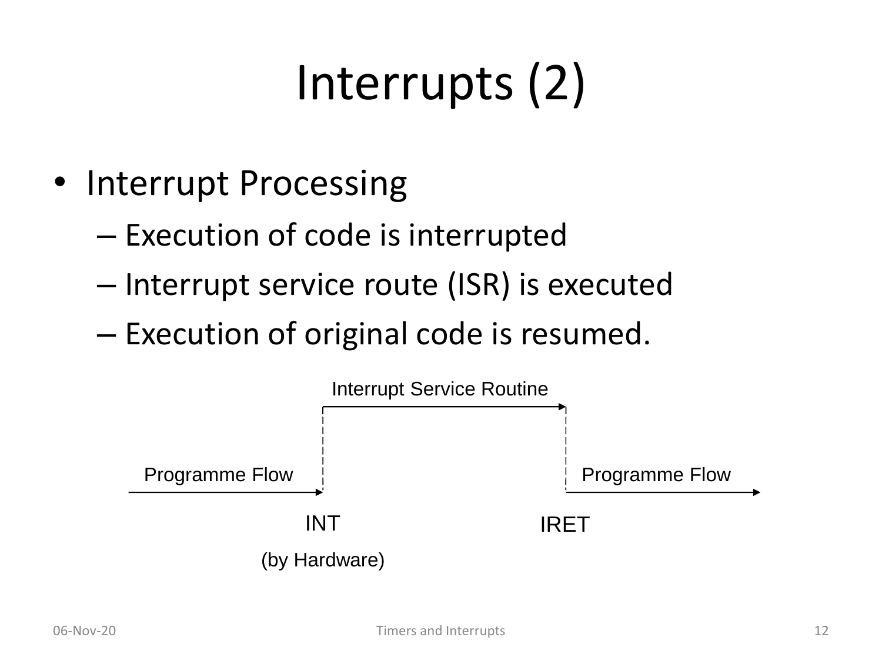# Interrupts (2)

- Interrupt Processing
  - Execution of code is interrupted
  - Interrupt service route (ISR) is executed
  - Execution of original code is resumed.

Interrupt Service Routine

Programme Flow

Programme Flow

INT

(by Hardware)

IRET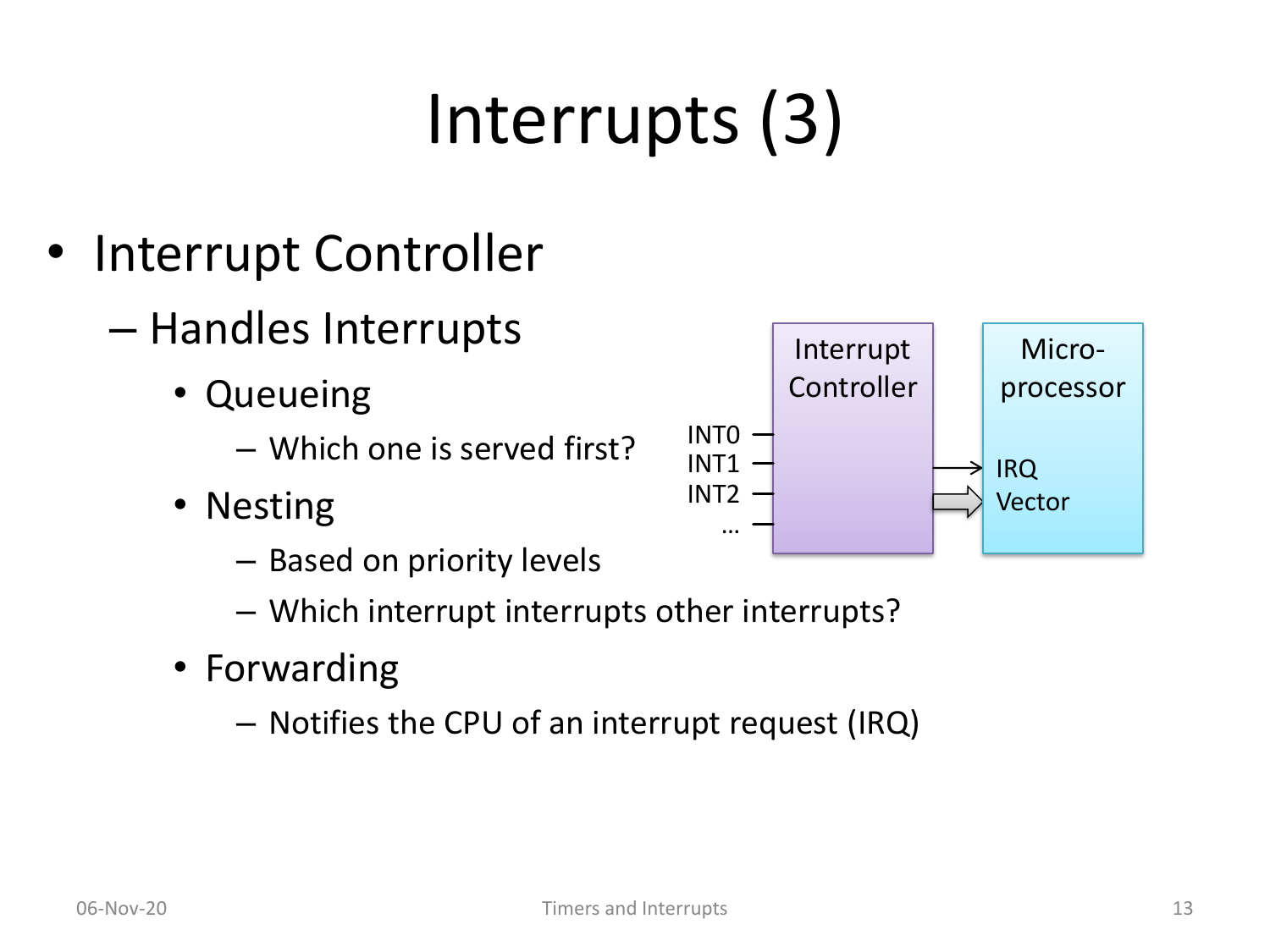# Interrupts (3)

- Interrupt Controller
  - Handles Interrupts
    - Queueing
      - Which one is served first?
    - Nesting
      - Based on priority levels
      - Which interrupt interrupts other interrupts?
    - Forwarding
      - Notifies the CPU of an interrupt request (IRQ)

Interrupt Controller

Micro-processor

INT0

INT1

INT2

…

IRQ

Vector